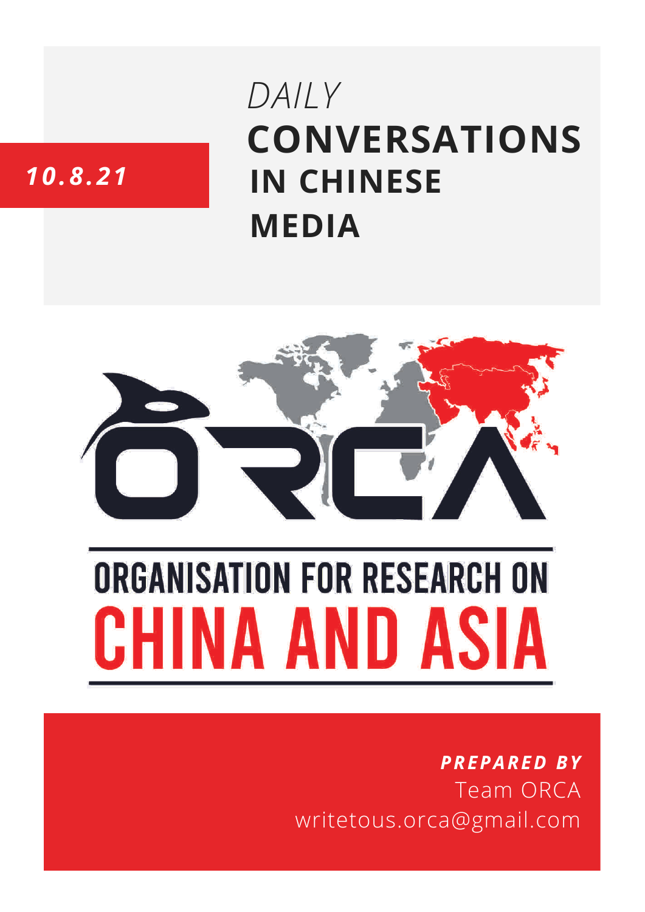*10.8.21*

# *DAILY* CONVERSATIONS IN CHINESE MEDIA

ORGANISATION FOR RESEARCH ON CHINA AND ASIA

***PREPARED BY***
Team ORCA
writetous.orca@gmail.com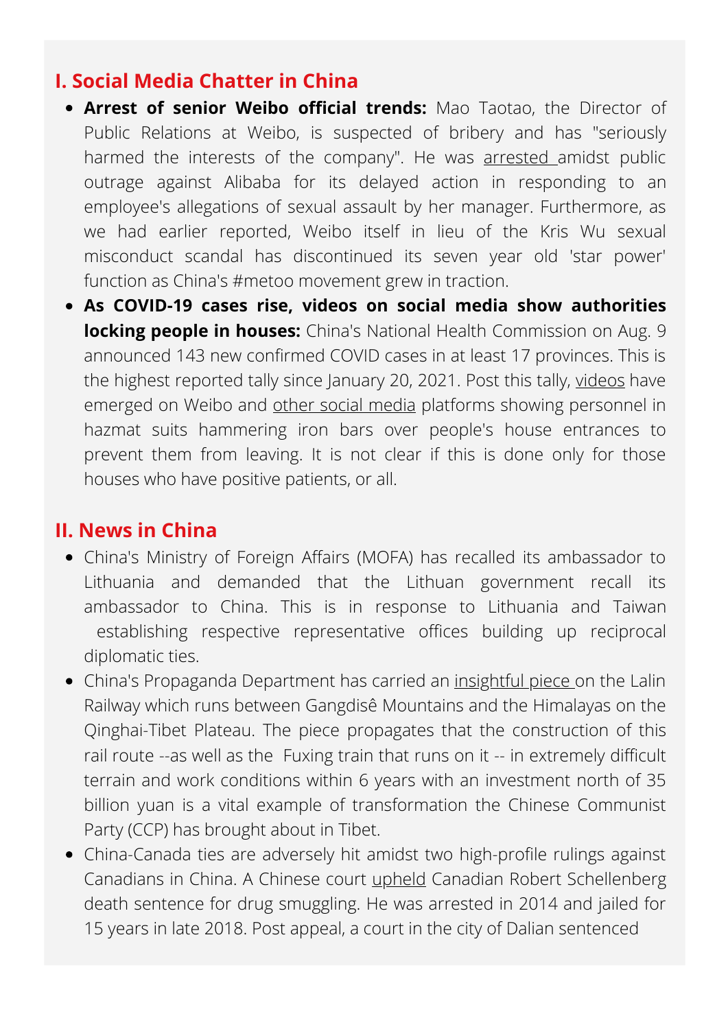## I. Social Media Chatter in China

- **Arrest of senior Weibo official trends:** Mao Taotao, the Director of Public Relations at Weibo, is suspected of bribery and has "seriously harmed the interests of the company". He was arrested amidst public outrage against Alibaba for its delayed action in responding to an employee's allegations of sexual assault by her manager. Furthermore, as we had earlier reported, Weibo itself in lieu of the Kris Wu sexual misconduct scandal has discontinued its seven year old 'star power' function as China's #metoo movement grew in traction.
- **As COVID-19 cases rise, videos on social media show authorities locking people in houses:** China's National Health Commission on Aug. 9 announced 143 new confirmed COVID cases in at least 17 provinces. This is the highest reported tally since January 20, 2021. Post this tally, videos have emerged on Weibo and other social media platforms showing personnel in hazmat suits hammering iron bars over people's house entrances to prevent them from leaving. It is not clear if this is done only for those houses who have positive patients, or all.

## II. News in China

- China's Ministry of Foreign Affairs (MOFA) has recalled its ambassador to Lithuania and demanded that the Lithuan government recall its ambassador to China. This is in response to Lithuania and Taiwan establishing respective representative offices building up reciprocal diplomatic ties.
- China's Propaganda Department has carried an insightful piece on the Lalin Railway which runs between Gangdisê Mountains and the Himalayas on the Qinghai-Tibet Plateau. The piece propagates that the construction of this rail route --as well as the Fuxing train that runs on it -- in extremely difficult terrain and work conditions within 6 years with an investment north of 35 billion yuan is a vital example of transformation the Chinese Communist Party (CCP) has brought about in Tibet.
- China-Canada ties are adversely hit amidst two high-profile rulings against Canadians in China. A Chinese court upheld Canadian Robert Schellenberg death sentence for drug smuggling. He was arrested in 2014 and jailed for 15 years in late 2018. Post appeal, a court in the city of Dalian sentenced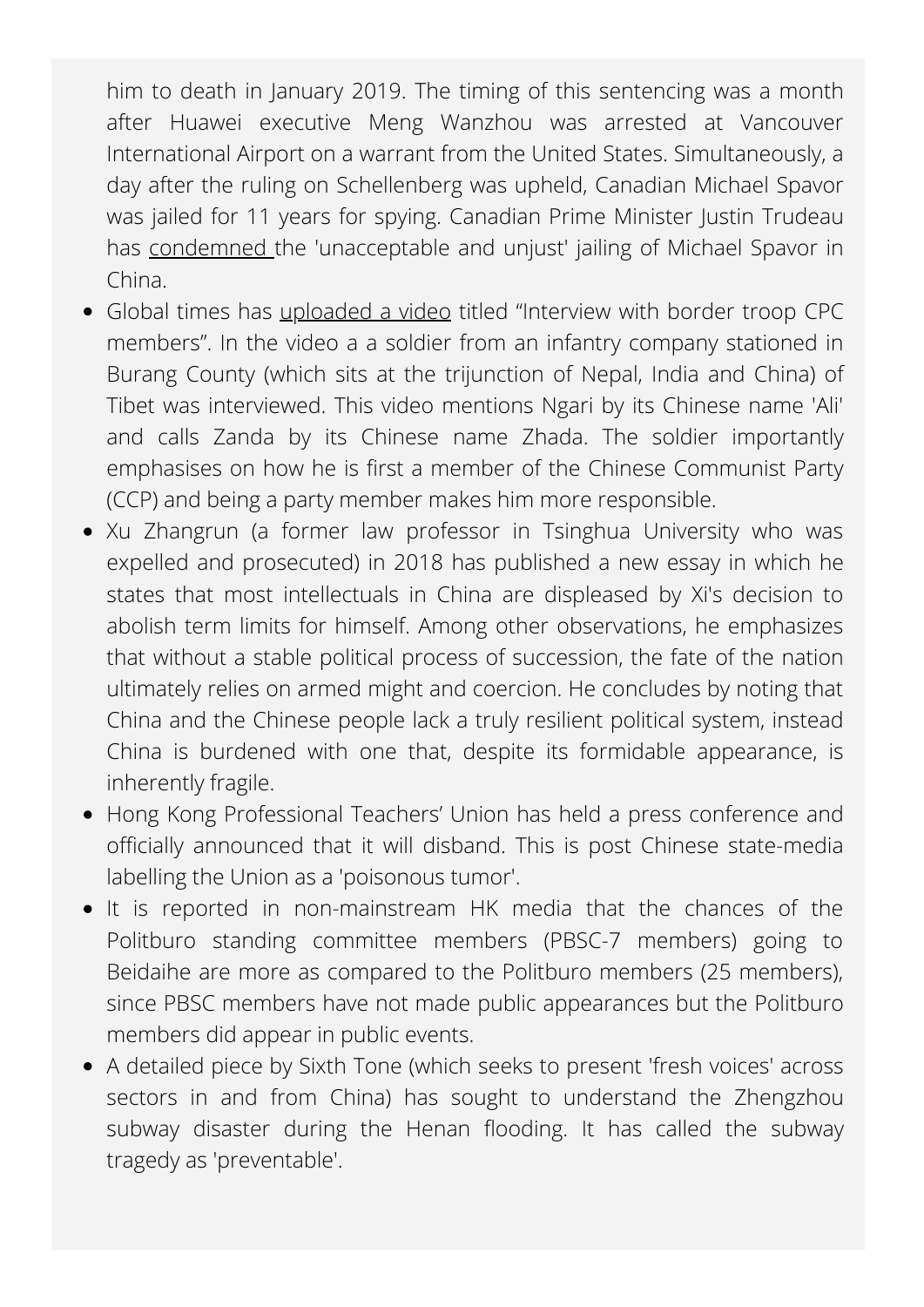him to death in January 2019. The timing of this sentencing was a month after Huawei executive Meng Wanzhou was arrested at Vancouver International Airport on a warrant from the United States. Simultaneously, a day after the ruling on Schellenberg was upheld, Canadian Michael Spavor was jailed for 11 years for spying. Canadian Prime Minister Justin Trudeau has condemned the 'unacceptable and unjust' jailing of Michael Spavor in China.

- Global times has uploaded a video titled “Interview with border troop CPC members”. In the video a a soldier from an infantry company stationed in Burang County (which sits at the trijunction of Nepal, India and China) of Tibet was interviewed. This video mentions Ngari by its Chinese name 'Ali' and calls Zanda by its Chinese name Zhada. The soldier importantly emphasises on how he is first a member of the Chinese Communist Party (CCP) and being a party member makes him more responsible.
- Xu Zhangrun (a former law professor in Tsinghua University who was expelled and prosecuted) in 2018 has published a new essay in which he states that most intellectuals in China are displeased by Xi's decision to abolish term limits for himself. Among other observations, he emphasizes that without a stable political process of succession, the fate of the nation ultimately relies on armed might and coercion. He concludes by noting that China and the Chinese people lack a truly resilient political system, instead China is burdened with one that, despite its formidable appearance, is inherently fragile.
- Hong Kong Professional Teachers’ Union has held a press conference and officially announced that it will disband. This is post Chinese state-media labelling the Union as a 'poisonous tumor'.
- It is reported in non-mainstream HK media that the chances of the Politburo standing committee members (PBSC-7 members) going to Beidaihe are more as compared to the Politburo members (25 members), since PBSC members have not made public appearances but the Politburo members did appear in public events.
- A detailed piece by Sixth Tone (which seeks to present 'fresh voices' across sectors in and from China) has sought to understand the Zhengzhou subway disaster during the Henan flooding. It has called the subway tragedy as 'preventable'.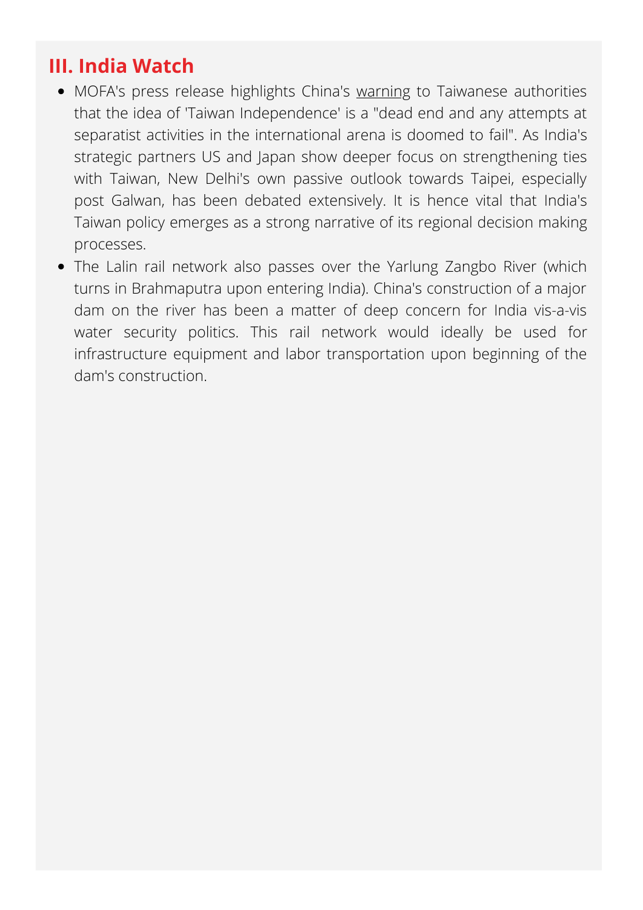## III. India Watch

- MOFA's press release highlights China's warning to Taiwanese authorities that the idea of 'Taiwan Independence' is a "dead end and any attempts at separatist activities in the international arena is doomed to fail". As India's strategic partners US and Japan show deeper focus on strengthening ties with Taiwan, New Delhi's own passive outlook towards Taipei, especially post Galwan, has been debated extensively. It is hence vital that India's Taiwan policy emerges as a strong narrative of its regional decision making processes.
- The Lalin rail network also passes over the Yarlung Zangbo River (which turns in Brahmaputra upon entering India). China's construction of a major dam on the river has been a matter of deep concern for India vis-a-vis water security politics. This rail network would ideally be used for infrastructure equipment and labor transportation upon beginning of the dam's construction.